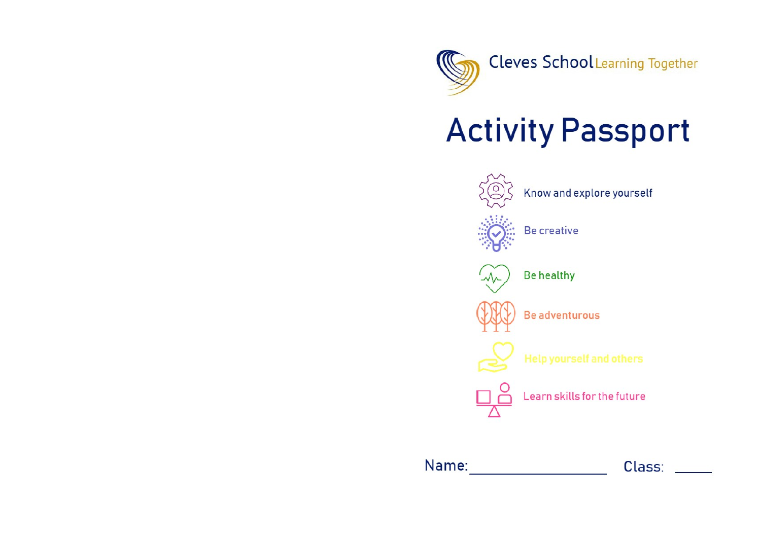Cleves School Learning Together

# Activity Passport

- Know and explore yourself
- Be creative
- Be healthy
- Be adventurous
- Help yourself and others
- Learn skills for the future

Name: ____________________ Class: _____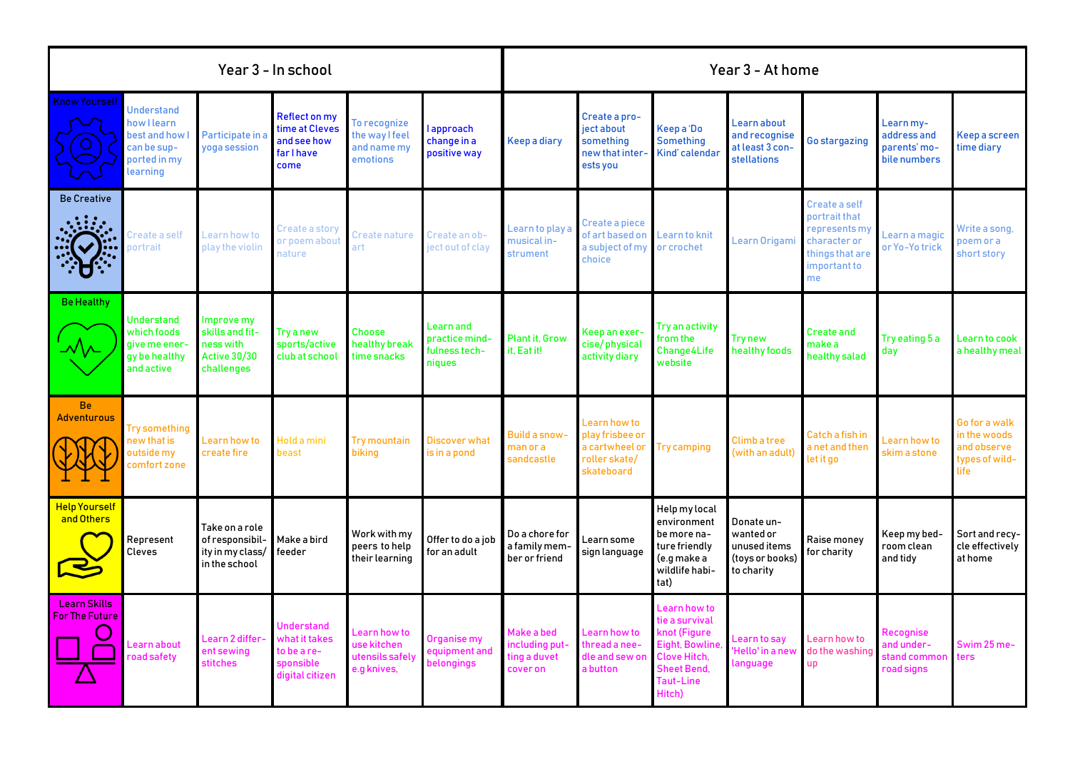| | Year 3 - In school | | | | | Year 3 - At home | | | | | | |
|---|---|---|---|---|---|---|---|---|---|---|---|---|
| Know Yourself | Understand how I learn best and how I can be supported in my learning | Participate in a yoga session | Reflect on my time at Cleves and see how far I have come | To recognize the way I feel and name my emotions | I approach change in a positive way | Keep a diary | Create a project about something new that interests you | Keep a 'Do Something Kind' calendar | Learn about and recognise at least 3 constellations | Go stargazing | Learn my address and parents' mobile numbers | Keep a screen time diary |
| Be Creative | Create a self portrait | Learn how to play the violin | Create a story or poem about nature | Create nature art | Create an object out of clay | Learn to play a musical instrument | Create a piece of art based on a subject of my choice | Learn to knit or crochet | Learn Origami | Create a self portrait that represents my character or things that are important to me | Learn a magic or Yo-Yo trick | Write a song, poem or a short story |
| Be Healthy | Understand which foods give me energy be healthy and active | Improve my skills and fitness with Active 30/30 challenges | Try a new sports/active club at school | Choose healthy break time snacks | Learn and practice mindfulness techniques | Plant it, Grow it, Eat it! | Keep an exercise/ physical activity diary | Try an activity from the Change4Life website | Try new healthy foods | Create and make a healthy salad | Try eating 5 a day | Learn to cook a healthy meal |
| Be Adventurous | Try something new that is outside my comfort zone | Learn how to create fire | Hold a mini beast | Try mountain biking | Discover what is in a pond | Build a snowman or a sandcastle | Learn how to play frisbee or a cartwheel or roller skate/ skateboard | Try camping | Climb a tree (with an adult) | Catch a fish in a net and then let it go | Learn how to skim a stone | Go for a walk in the woods and observe types of wildlife |
| Help Yourself and Others | Represent Cleves | Take on a role of responsibility in my class/ in the school | Make a bird feeder | Work with my peers to help their learning | Offer to do a job for an adult | Do a chore for a family member or friend | Learn some sign language | Help my local environment be more nature friendly (e.g make a wildlife habitat) | Donate unwanted or unused items (toys or books) to charity | Raise money for charity | Keep my bedroom clean and tidy | Sort and recycle effectively at home |
| Learn Skills For The Future | Learn about road safety | Learn 2 different sewing stitches | Understand what it takes to be a responsible digital citizen | Learn how to use kitchen utensils safely e.g knives, | Organise my equipment and belongings | Make a bed including putting a duvet cover on | Learn how to thread a needle and sew on a button | Learn how to tie a survival knot (Figure Eight, Bowline, Clove Hitch, Sheet Bend, Taut-Line Hitch) | Learn to say 'Hello' in a new language | Learn how to do the washing up | Recognise and understand common road signs | Swim 25 meters |